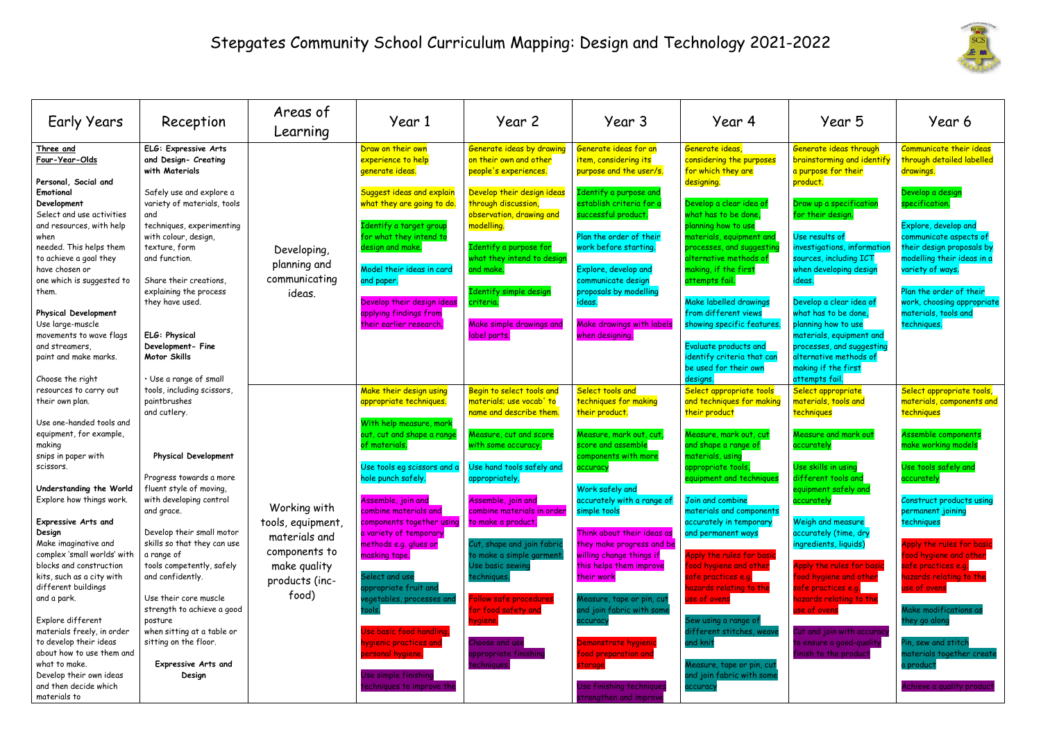# Stepgates Community School Curriculum Mapping: Design and Technology 2021-2022

| Early Years | Reception | Areas of Learning | Year 1 | Year 2 | Year 3 | Year 4 | Year 5 | Year 6 |
|---|---|---|---|---|---|---|---|---|
| **Three and Four-Year-Olds**<br><br>**Personal, Social and Emotional Development**<br>Select and use activities and resources, with help when needed. This helps them to achieve a goal they have chosen or one which is suggested to them.<br><br>**Physical Development**<br>Use large-muscle movements to wave flags and streamers, paint and make marks.<br><br>Choose the right resources to carry out their own plan.<br><br>Use one-handed tools and equipment, for example, making snips in paper with scissors.<br><br>**Understanding the World**<br>Explore how things work.<br><br>**Expressive Arts and Design**<br>Make imaginative and complex 'small worlds' with blocks and construction kits, such as a city with different buildings and a park.<br><br>Explore different materials freely, in order to develop their ideas about how to use them and what to make.<br>Develop their own ideas and then decide which materials to | **ELG: Expressive Arts and Design- Creating with Materials**<br><br>Safely use and explore a variety of materials, tools and techniques, experimenting with colour, design, texture, form and function.<br><br>Share their creations, explaining the process they have used.<br><br>**ELG: Physical Development- Fine Motor Skills**<br><br>• Use a range of small tools, including scissors, paintbrushes and cutlery.<br><br>**Physical Development**<br><br>Progress towards a more fluent style of moving, with developing control and grace.<br><br>Develop their small motor skills so that they can use a range of tools competently, safely and confidently.<br><br>Use their core muscle strength to achieve a good posture when sitting at a table or sitting on the floor.<br><br>**Expressive Arts and Design** | Developing, planning and communicating ideas. | Draw on their own experience to help generate ideas.<br><br>Suggest ideas and explain what they are going to do.<br><br>Identify a target group for what they intend to design and make.<br><br>Model their ideas in card and paper.<br><br>Develop their design ideas applying findings from their earlier research. | Generate ideas by drawing on their own and other people's experiences.<br><br>Develop their design ideas through discussion, observation, drawing and modelling.<br><br>Identify a purpose for what they intend to design and make.<br><br>Identify simple design criteria.<br><br>Make simple drawings and label parts. | Generate ideas for an item, considering its purpose and the user/s.<br><br>Identify a purpose and establish criteria for a successful product.<br><br>Plan the order of their work before starting.<br><br>Explore, develop and communicate design proposals by modelling ideas.<br><br>Make drawings with labels when designing. | Generate ideas, considering the purposes for which they are designing.<br><br>Develop a clear idea of what has to be done, planning how to use materials, equipment and processes, and suggesting alternative methods of making, if the first attempts fail.<br><br>Make labelled drawings from different views showing specific features.<br><br>Evaluate products and identify criteria that can be used for their own designs. | Generate ideas through brainstorming and identify a purpose for their product.<br><br>Draw up a specification for their design.<br><br>Use results of investigations, information sources, including ICT when developing design ideas.<br><br>Develop a clear idea of what has to be done, planning how to use materials, equipment and processes, and suggesting alternative methods of making if the first attempts fail. | Communicate their ideas through detailed labelled drawings.<br><br>Develop a design specification.<br><br>Explore, develop and communicate aspects of their design proposals by modelling their ideas in a variety of ways.<br><br>Plan the order of their work, choosing appropriate materials, tools and techniques. |
| | | Working with tools, equipment, materials and components to make quality products (inc-food) | Make their design using appropriate techniques.<br><br>With help measure, mark out, cut and shape a range of materials.<br><br>Use tools eg scissors and a hole punch safely.<br><br>Assemble, join and combine materials and components together using a variety of temporary methods e.g. glues or masking tape.<br><br>Select and use appropriate fruit and vegetables, processes and tools.<br><br>Use basic food handling, hygienic practices and personal hygiene.<br><br>Use simple finishing techniques to improve the | Begin to select tools and materials; use vocab' to name and describe them.<br><br>Measure, cut and score with some accuracy.<br><br>Use hand tools safely and appropriately.<br><br>Assemble, join and combine materials in order to make a product.<br><br>Cut, shape and join fabric to make a simple garment. Use basic sewing techniques.<br><br>Follow safe procedures for food safety and hygiene.<br><br>Choose and use appropriate finishing techniques. | Select tools and techniques for making their product.<br><br>Measure, mark out, cut, score and assemble components with more accuracy.<br><br>Work safely and accurately with a range of simple tools.<br><br>Think about their ideas as they make progress and be willing change things if this helps them improve their work.<br><br>Measure, tape or pin, cut and join fabric with some accuracy.<br><br>Demonstrate hygienic food preparation and storage.<br><br>Use finishing techniques strengthen and improve | Select appropriate tools and techniques for making their product.<br><br>Measure, mark out, cut and shape a range of materials, using appropriate tools, equipment and techniques.<br><br>Join and combine materials and components accurately in temporary and permanent ways.<br><br>Apply the rules for basic food hygiene and other safe practices e.g. hazards relating to the use of ovens.<br><br>Sew using a range of different stitches, weave and knit.<br><br>Measure, tape or pin, cut and join fabric with some accuracy. | Select appropriate materials, tools and techniques.<br><br>Measure and mark out accurately.<br><br>Use skills in using different tools and equipment safely and accurately.<br><br>Weigh and measure accurately (time, dry ingredients, liquids).<br><br>Apply the rules for basic food hygiene and other safe practices e.g. hazards relating to the use of ovens.<br><br>Cut and join with accuracy to ensure a good-quality finish to the product. | Select appropriate tools, materials, components and techniques.<br><br>Assemble components make working models.<br><br>Use tools safely and accurately.<br><br>Construct products using permanent joining techniques.<br><br>Apply the rules for basic food hygiene and other safe practices e.g. hazards relating to the use of ovens.<br><br>Make modifications as they go along.<br><br>Pin, sew and stitch materials together create a product.<br><br>Achieve a quality product. |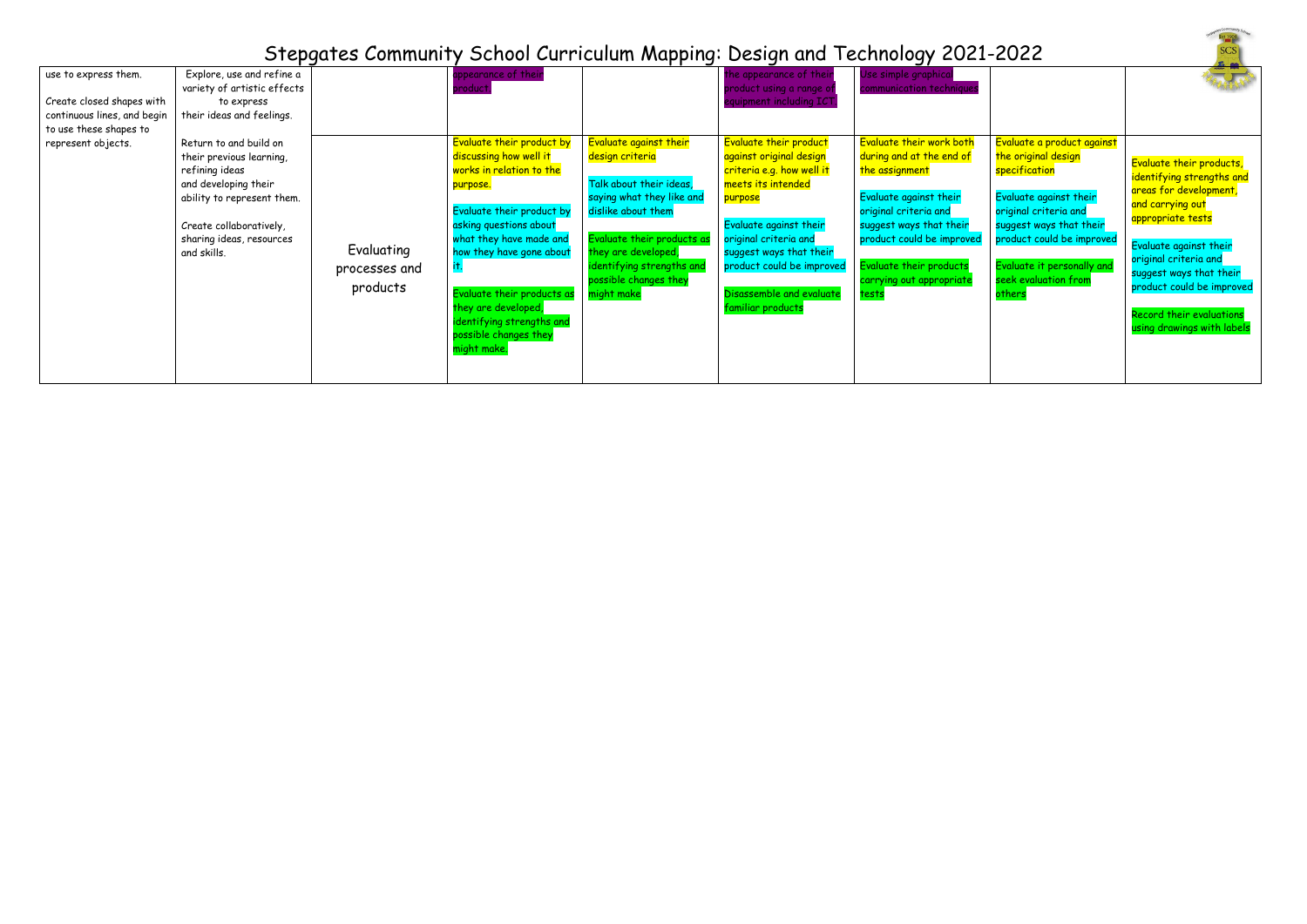# Stepgates Community School Curriculum Mapping: Design and Technology 2021-2022

| | | | | | | | | |
|---|---|---|---|---|---|---|---|---|
| use to express them.<br><br>Create closed shapes with continuous lines, and begin to use these shapes to represent objects. | Explore, use and refine a variety of artistic effects to express their ideas and feelings. | | appearance of their product. | | the appearance of their product using a range of equipment including ICT. | Use simple graphical communication techniques | | |
| | Return to and build on their previous learning, refining ideas and developing their ability to represent them.<br><br>Create collaboratively, sharing ideas, resources and skills. | Evaluating processes and products | Evaluate their product by discussing how well it works in relation to the purpose.<br><br>Evaluate their product by asking questions about what they have made and how they have gone about it.<br><br>Evaluate their products as they are developed, identifying strengths and possible changes they might make. | Evaluate against their design criteria<br><br>Talk about their ideas, saying what they like and dislike about them<br><br>Evaluate their products as they are developed, identifying strengths and possible changes they might make | Evaluate their product against original design criteria e.g. how well it meets its intended purpose<br><br>Evaluate against their original criteria and suggest ways that their product could be improved<br><br>Disassemble and evaluate familiar products | Evaluate their work both during and at the end of the assignment<br><br>Evaluate against their original criteria and suggest ways that their product could be improved<br><br>Evaluate their products carrying out appropriate tests | Evaluate a product against the original design specification<br><br>Evaluate against their original criteria and suggest ways that their product could be improved<br><br>Evaluate it personally and seek evaluation from others | Evaluate their products, identifying strengths and areas for development, and carrying out appropriate tests<br><br>Evaluate against their original criteria and suggest ways that their product could be improved<br><br>Record their evaluations using drawings with labels |